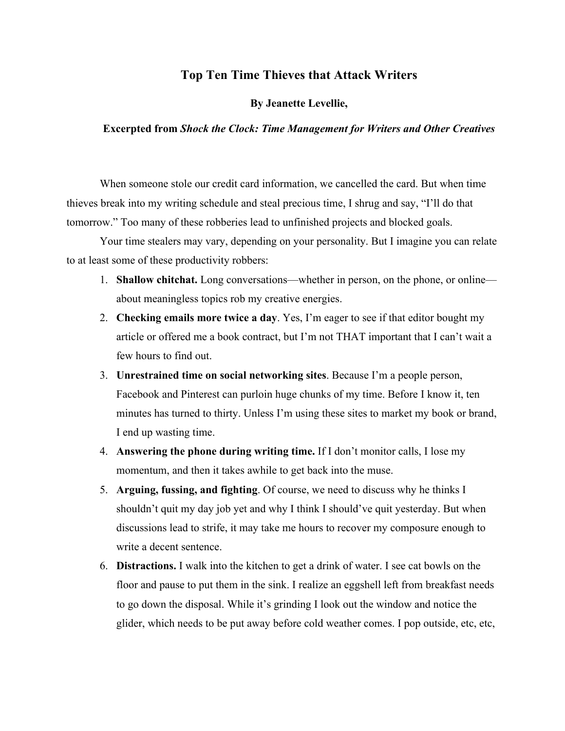# Top Ten Time Thieves that Attack Writers

**By Jeanette Levellie,**

**Excerpted from *Shock the Clock: Time Management for Writers and Other Creatives***

When someone stole our credit card information, we cancelled the card. But when time thieves break into my writing schedule and steal precious time, I shrug and say, "I'll do that tomorrow." Too many of these robberies lead to unfinished projects and blocked goals.

Your time stealers may vary, depending on your personality. But I imagine you can relate to at least some of these productivity robbers:

1. **Shallow chitchat.** Long conversations—whether in person, on the phone, or online—about meaningless topics rob my creative energies.
2. **Checking emails more twice a day**. Yes, I'm eager to see if that editor bought my article or offered me a book contract, but I'm not THAT important that I can't wait a few hours to find out.
3. **Unrestrained time on social networking sites**. Because I'm a people person, Facebook and Pinterest can purloin huge chunks of my time. Before I know it, ten minutes has turned to thirty. Unless I'm using these sites to market my book or brand, I end up wasting time.
4. **Answering the phone during writing time.** If I don't monitor calls, I lose my momentum, and then it takes awhile to get back into the muse.
5. **Arguing, fussing, and fighting**. Of course, we need to discuss why he thinks I shouldn't quit my day job yet and why I think I should've quit yesterday. But when discussions lead to strife, it may take me hours to recover my composure enough to write a decent sentence.
6. **Distractions.** I walk into the kitchen to get a drink of water. I see cat bowls on the floor and pause to put them in the sink. I realize an eggshell left from breakfast needs to go down the disposal. While it's grinding I look out the window and notice the glider, which needs to be put away before cold weather comes. I pop outside, etc, etc,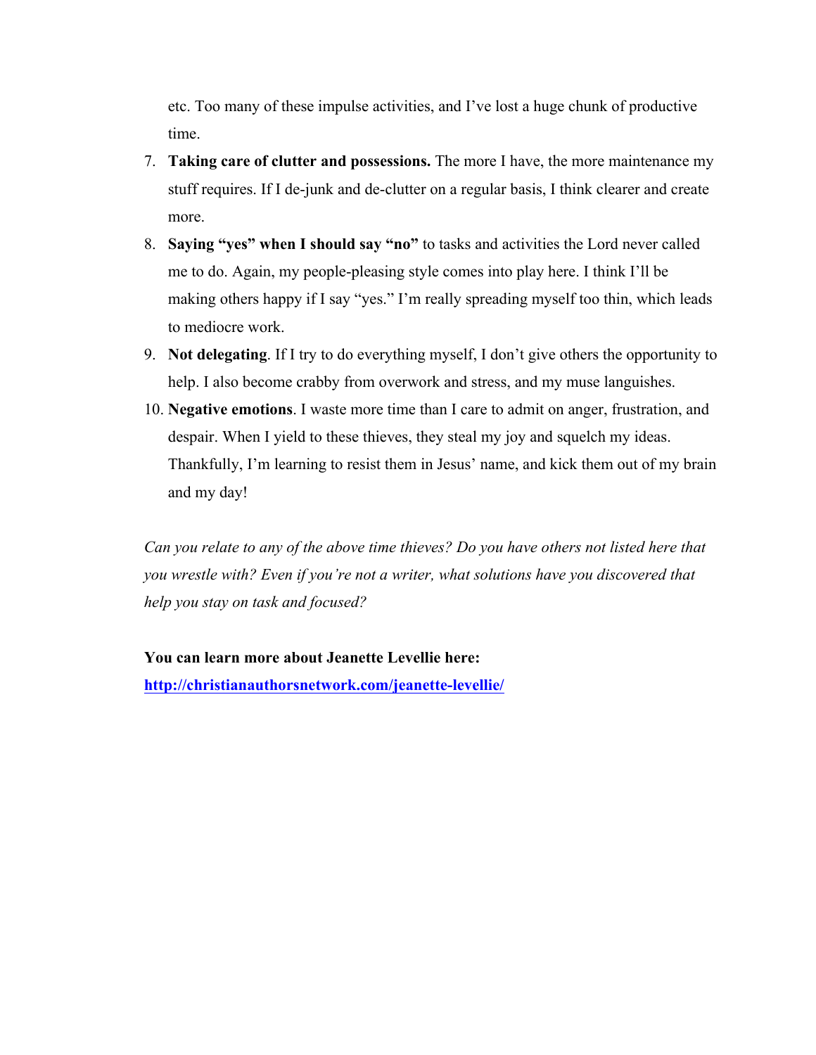etc. Too many of these impulse activities, and I've lost a huge chunk of productive time.

7. **Taking care of clutter and possessions.** The more I have, the more maintenance my stuff requires. If I de-junk and de-clutter on a regular basis, I think clearer and create more.
8. **Saying "yes" when I should say "no"** to tasks and activities the Lord never called me to do. Again, my people-pleasing style comes into play here. I think I'll be making others happy if I say "yes." I'm really spreading myself too thin, which leads to mediocre work.
9. **Not delegating**. If I try to do everything myself, I don't give others the opportunity to help. I also become crabby from overwork and stress, and my muse languishes.
10. **Negative emotions**. I waste more time than I care to admit on anger, frustration, and despair. When I yield to these thieves, they steal my joy and squelch my ideas. Thankfully, I'm learning to resist them in Jesus' name, and kick them out of my brain and my day!

*Can you relate to any of the above time thieves? Do you have others not listed here that you wrestle with? Even if you're not a writer, what solutions have you discovered that help you stay on task and focused?*

**You can learn more about Jeanette Levellie here:**
**[http://christianauthorsnetwork.com/jeanette-levellie/](http://christianauthorsnetwork.com/jeanette-levellie/)**